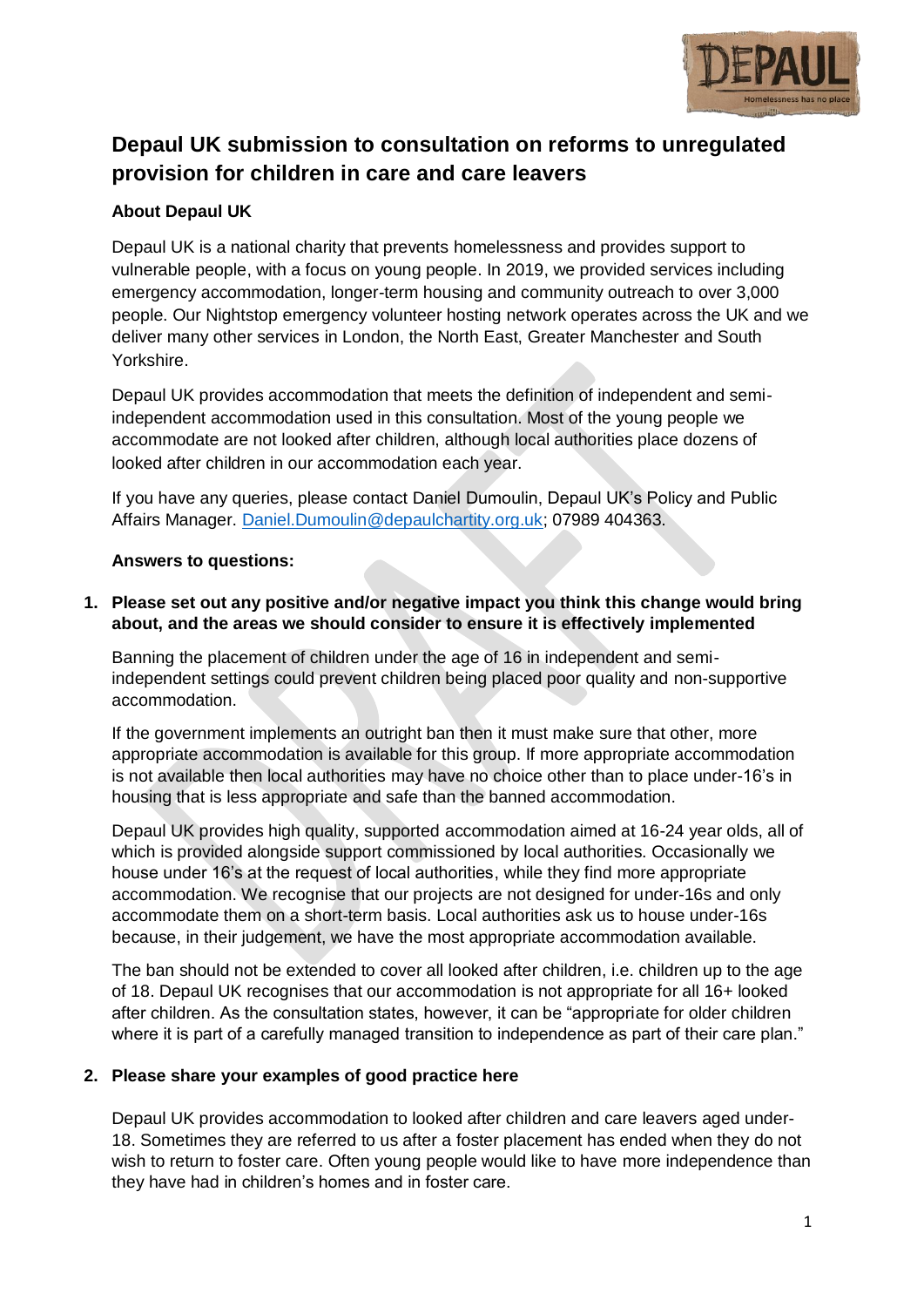# Depaul UK submission to consultation on reforms to unregulated provision for children in care and care leavers

**About Depaul UK**

Depaul UK is a national charity that prevents homelessness and provides support to vulnerable people, with a focus on young people. In 2019, we provided services including emergency accommodation, longer-term housing and community outreach to over 3,000 people. Our Nightstop emergency volunteer hosting network operates across the UK and we deliver many other services in London, the North East, Greater Manchester and South Yorkshire.

Depaul UK provides accommodation that meets the definition of independent and semi-independent accommodation used in this consultation. Most of the young people we accommodate are not looked after children, although local authorities place dozens of looked after children in our accommodation each year.

If you have any queries, please contact Daniel Dumoulin, Depaul UK's Policy and Public Affairs Manager. Daniel.Dumoulin@depaulchartity.org.uk; 07989 404363.

**Answers to questions:**

1. **Please set out any positive and/or negative impact you think this change would bring about, and the areas we should consider to ensure it is effectively implemented**

Banning the placement of children under the age of 16 in independent and semi-independent settings could prevent children being placed poor quality and non-supportive accommodation.

If the government implements an outright ban then it must make sure that other, more appropriate accommodation is available for this group. If more appropriate accommodation is not available then local authorities may have no choice other than to place under-16's in housing that is less appropriate and safe than the banned accommodation.

Depaul UK provides high quality, supported accommodation aimed at 16-24 year olds, all of which is provided alongside support commissioned by local authorities. Occasionally we house under 16's at the request of local authorities, while they find more appropriate accommodation. We recognise that our projects are not designed for under-16s and only accommodate them on a short-term basis. Local authorities ask us to house under-16s because, in their judgement, we have the most appropriate accommodation available.

The ban should not be extended to cover all looked after children, i.e. children up to the age of 18. Depaul UK recognises that our accommodation is not appropriate for all 16+ looked after children. As the consultation states, however, it can be "appropriate for older children where it is part of a carefully managed transition to independence as part of their care plan."

2. **Please share your examples of good practice here**

Depaul UK provides accommodation to looked after children and care leavers aged under-18. Sometimes they are referred to us after a foster placement has ended when they do not wish to return to foster care. Often young people would like to have more independence than they have had in children's homes and in foster care.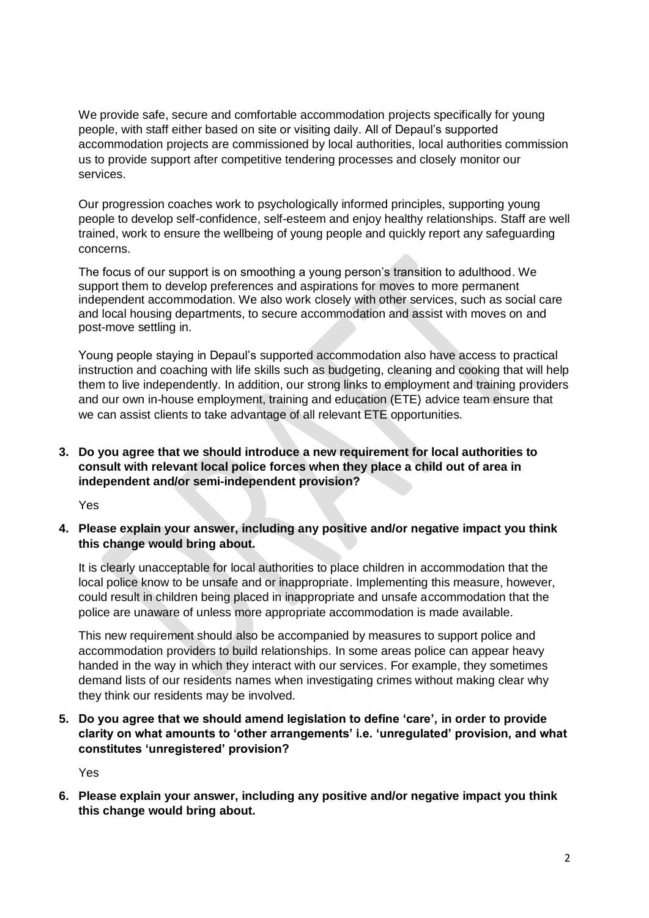We provide safe, secure and comfortable accommodation projects specifically for young people, with staff either based on site or visiting daily. All of Depaul's supported accommodation projects are commissioned by local authorities, local authorities commission us to provide support after competitive tendering processes and closely monitor our services.

Our progression coaches work to psychologically informed principles, supporting young people to develop self-confidence, self-esteem and enjoy healthy relationships. Staff are well trained, work to ensure the wellbeing of young people and quickly report any safeguarding concerns.

The focus of our support is on smoothing a young person's transition to adulthood. We support them to develop preferences and aspirations for moves to more permanent independent accommodation. We also work closely with other services, such as social care and local housing departments, to secure accommodation and assist with moves on and post-move settling in.

Young people staying in Depaul's supported accommodation also have access to practical instruction and coaching with life skills such as budgeting, cleaning and cooking that will help them to live independently. In addition, our strong links to employment and training providers and our own in-house employment, training and education (ETE) advice team ensure that we can assist clients to take advantage of all relevant ETE opportunities.

**3. Do you agree that we should introduce a new requirement for local authorities to consult with relevant local police forces when they place a child out of area in independent and/or semi-independent provision?**

Yes

**4. Please explain your answer, including any positive and/or negative impact you think this change would bring about.**

It is clearly unacceptable for local authorities to place children in accommodation that the local police know to be unsafe and or inappropriate. Implementing this measure, however, could result in children being placed in inappropriate and unsafe accommodation that the police are unaware of unless more appropriate accommodation is made available.

This new requirement should also be accompanied by measures to support police and accommodation providers to build relationships. In some areas police can appear heavy handed in the way in which they interact with our services. For example, they sometimes demand lists of our residents names when investigating crimes without making clear why they think our residents may be involved.

**5. Do you agree that we should amend legislation to define 'care', in order to provide clarity on what amounts to 'other arrangements' i.e. 'unregulated' provision, and what constitutes 'unregistered' provision?**

Yes

**6. Please explain your answer, including any positive and/or negative impact you think this change would bring about.**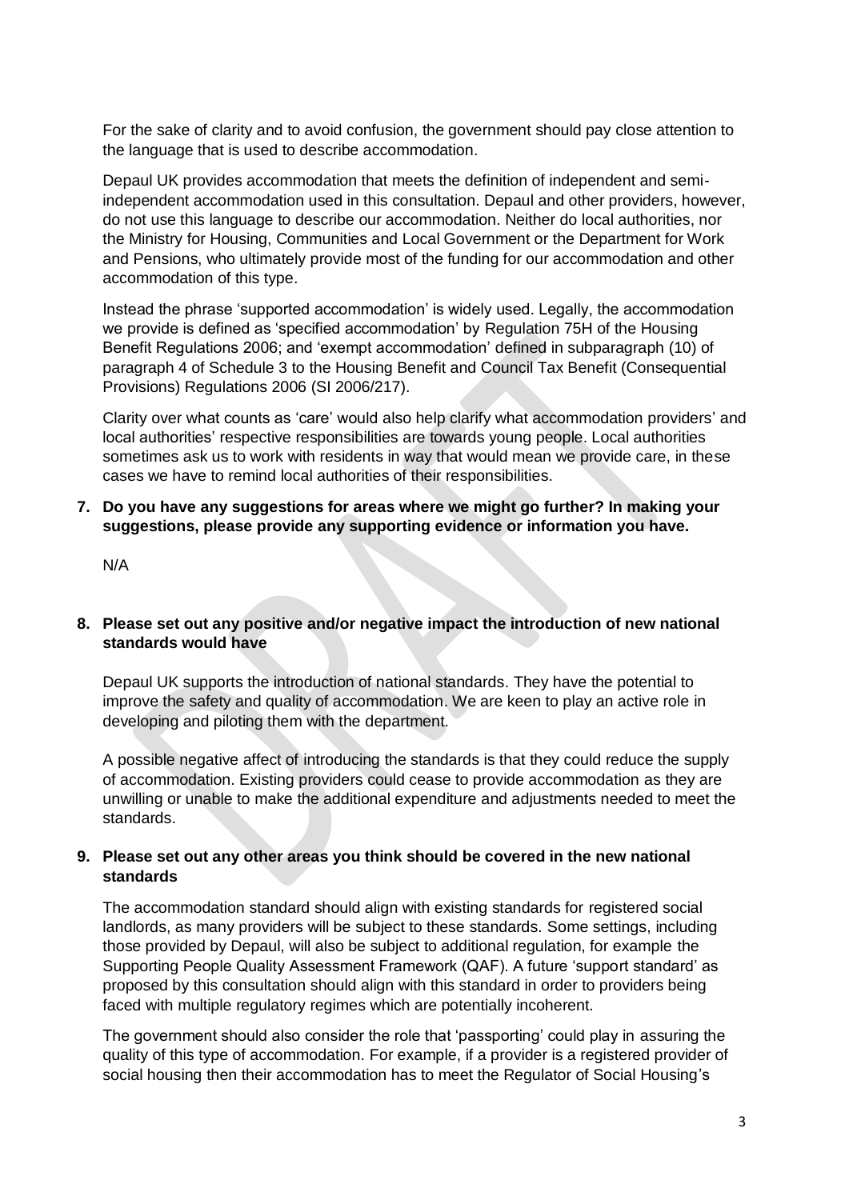For the sake of clarity and to avoid confusion, the government should pay close attention to the language that is used to describe accommodation.

Depaul UK provides accommodation that meets the definition of independent and semi-independent accommodation used in this consultation. Depaul and other providers, however, do not use this language to describe our accommodation. Neither do local authorities, nor the Ministry for Housing, Communities and Local Government or the Department for Work and Pensions, who ultimately provide most of the funding for our accommodation and other accommodation of this type.

Instead the phrase 'supported accommodation' is widely used. Legally, the accommodation we provide is defined as 'specified accommodation' by Regulation 75H of the Housing Benefit Regulations 2006; and 'exempt accommodation' defined in subparagraph (10) of paragraph 4 of Schedule 3 to the Housing Benefit and Council Tax Benefit (Consequential Provisions) Regulations 2006 (SI 2006/217).

Clarity over what counts as 'care' would also help clarify what accommodation providers' and local authorities' respective responsibilities are towards young people. Local authorities sometimes ask us to work with residents in way that would mean we provide care, in these cases we have to remind local authorities of their responsibilities.

**7. Do you have any suggestions for areas where we might go further? In making your suggestions, please provide any supporting evidence or information you have.**

N/A

**8. Please set out any positive and/or negative impact the introduction of new national standards would have**

Depaul UK supports the introduction of national standards. They have the potential to improve the safety and quality of accommodation. We are keen to play an active role in developing and piloting them with the department.

A possible negative affect of introducing the standards is that they could reduce the supply of accommodation. Existing providers could cease to provide accommodation as they are unwilling or unable to make the additional expenditure and adjustments needed to meet the standards.

**9. Please set out any other areas you think should be covered in the new national standards**

The accommodation standard should align with existing standards for registered social landlords, as many providers will be subject to these standards. Some settings, including those provided by Depaul, will also be subject to additional regulation, for example the Supporting People Quality Assessment Framework (QAF). A future 'support standard' as proposed by this consultation should align with this standard in order to providers being faced with multiple regulatory regimes which are potentially incoherent.

The government should also consider the role that 'passporting' could play in assuring the quality of this type of accommodation. For example, if a provider is a registered provider of social housing then their accommodation has to meet the Regulator of Social Housing's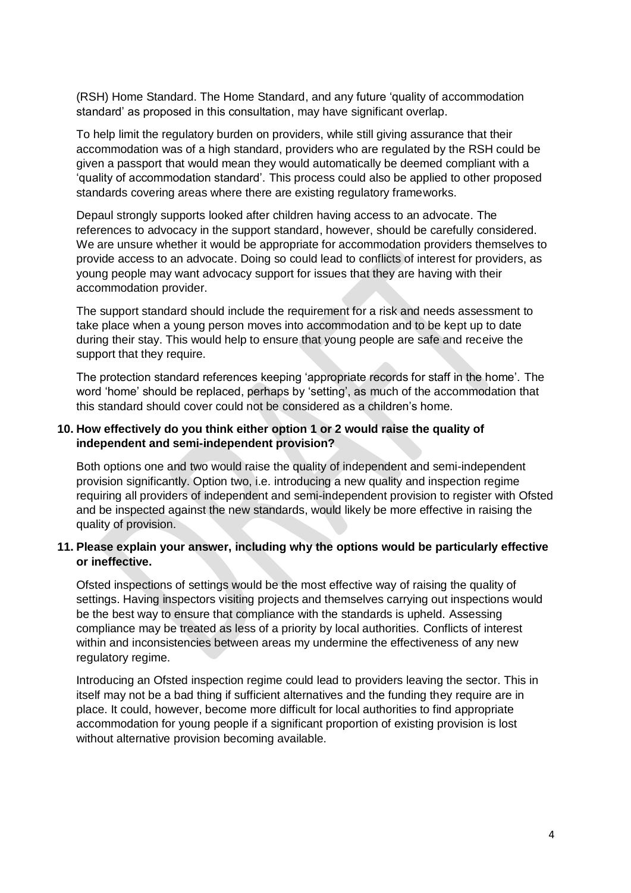(RSH) Home Standard. The Home Standard, and any future 'quality of accommodation standard' as proposed in this consultation, may have significant overlap.

To help limit the regulatory burden on providers, while still giving assurance that their accommodation was of a high standard, providers who are regulated by the RSH could be given a passport that would mean they would automatically be deemed compliant with a 'quality of accommodation standard'. This process could also be applied to other proposed standards covering areas where there are existing regulatory frameworks.

Depaul strongly supports looked after children having access to an advocate. The references to advocacy in the support standard, however, should be carefully considered. We are unsure whether it would be appropriate for accommodation providers themselves to provide access to an advocate. Doing so could lead to conflicts of interest for providers, as young people may want advocacy support for issues that they are having with their accommodation provider.

The support standard should include the requirement for a risk and needs assessment to take place when a young person moves into accommodation and to be kept up to date during their stay. This would help to ensure that young people are safe and receive the support that they require.

The protection standard references keeping 'appropriate records for staff in the home'. The word 'home' should be replaced, perhaps by 'setting', as much of the accommodation that this standard should cover could not be considered as a children's home.

**10. How effectively do you think either option 1 or 2 would raise the quality of independent and semi-independent provision?**

Both options one and two would raise the quality of independent and semi-independent provision significantly. Option two, i.e. introducing a new quality and inspection regime requiring all providers of independent and semi-independent provision to register with Ofsted and be inspected against the new standards, would likely be more effective in raising the quality of provision.

**11. Please explain your answer, including why the options would be particularly effective or ineffective.**

Ofsted inspections of settings would be the most effective way of raising the quality of settings. Having inspectors visiting projects and themselves carrying out inspections would be the best way to ensure that compliance with the standards is upheld. Assessing compliance may be treated as less of a priority by local authorities. Conflicts of interest within and inconsistencies between areas my undermine the effectiveness of any new regulatory regime.

Introducing an Ofsted inspection regime could lead to providers leaving the sector. This in itself may not be a bad thing if sufficient alternatives and the funding they require are in place. It could, however, become more difficult for local authorities to find appropriate accommodation for young people if a significant proportion of existing provision is lost without alternative provision becoming available.